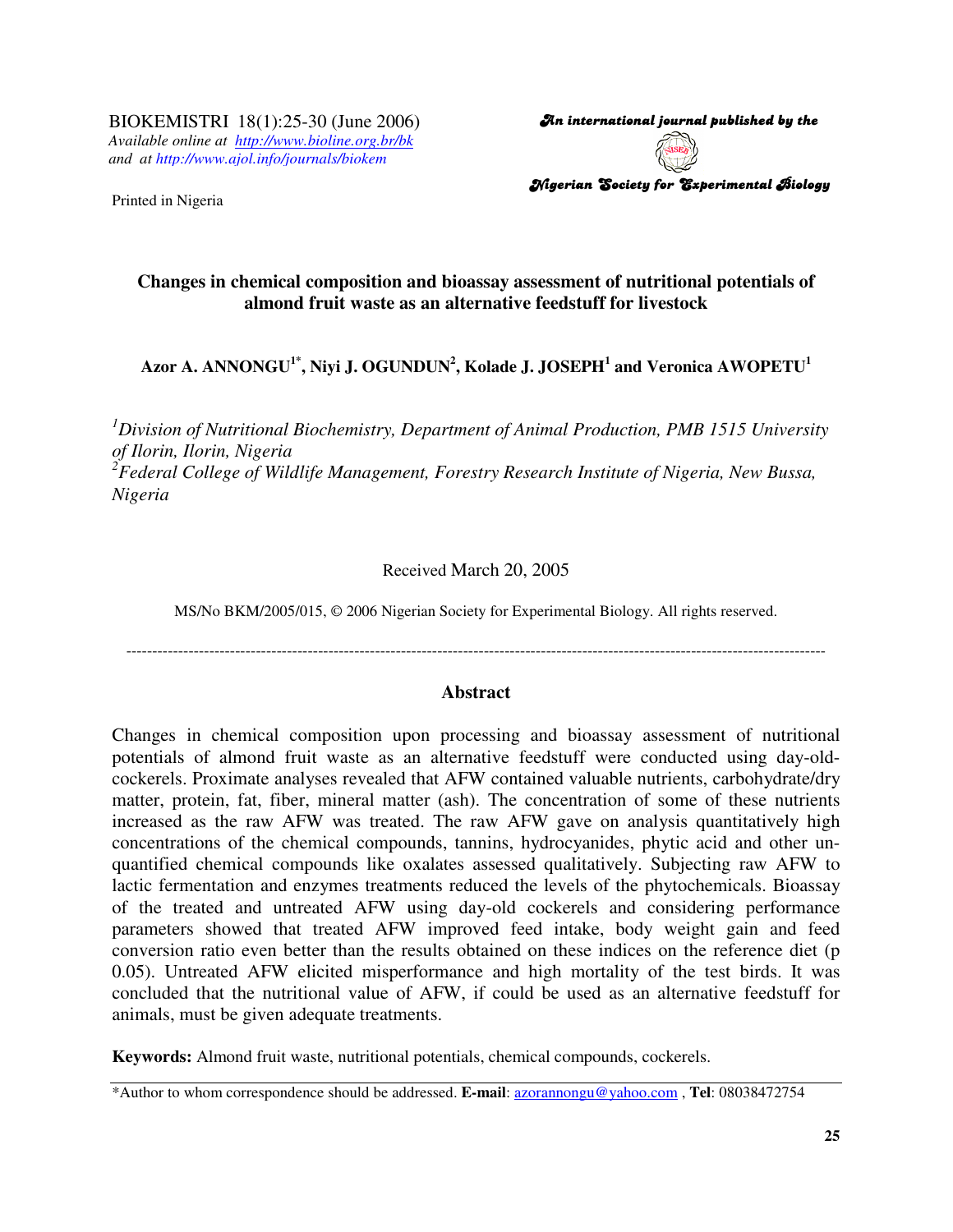BIOKEMISTRI 18(1):25-30 (June 2006)
*Available online at http://www.bioline.org.br/bk*
*and at http://www.ajol.info/journals/biokem*

Printed in Nigeria

*An international journal published by the*
*Nigerian Society for Experimental Biology*

# Changes in chemical composition and bioassay assessment of nutritional potentials of almond fruit waste as an alternative feedstuff for livestock

**Azor A. ANNONGU[1*], Niyi J. OGUNDUN[2], Kolade J. JOSEPH[1] and Veronica AWOPETU[1]**

[1]*Division of Nutritional Biochemistry, Department of Animal Production, PMB 1515 University of Ilorin, Ilorin, Nigeria*
[2]*Federal College of Wildlife Management, Forestry Research Institute of Nigeria, New Bussa, Nigeria*

Received March 20, 2005

MS/No BKM/2005/015, © 2006 Nigerian Society for Experimental Biology. All rights reserved.

---

## Abstract

Changes in chemical composition upon processing and bioassay assessment of nutritional potentials of almond fruit waste as an alternative feedstuff were conducted using day-old-cockerels. Proximate analyses revealed that AFW contained valuable nutrients, carbohydrate/dry matter, protein, fat, fiber, mineral matter (ash). The concentration of some of these nutrients increased as the raw AFW was treated. The raw AFW gave on analysis quantitatively high concentrations of the chemical compounds, tannins, hydrocyanides, phytic acid and other un-quantified chemical compounds like oxalates assessed qualitatively. Subjecting raw AFW to lactic fermentation and enzymes treatments reduced the levels of the phytochemicals. Bioassay of the treated and untreated AFW using day-old cockerels and considering performance parameters showed that treated AFW improved feed intake, body weight gain and feed conversion ratio even better than the results obtained on these indices on the reference diet (p 0.05). Untreated AFW elicited misperformance and high mortality of the test birds. It was concluded that the nutritional value of AFW, if could be used as an alternative feedstuff for animals, must be given adequate treatments.

**Keywords:** Almond fruit waste, nutritional potentials, chemical compounds, cockerels.

\*Author to whom correspondence should be addressed. **E-mail**: azorannongu@yahoo.com , **Tel**: 08038472754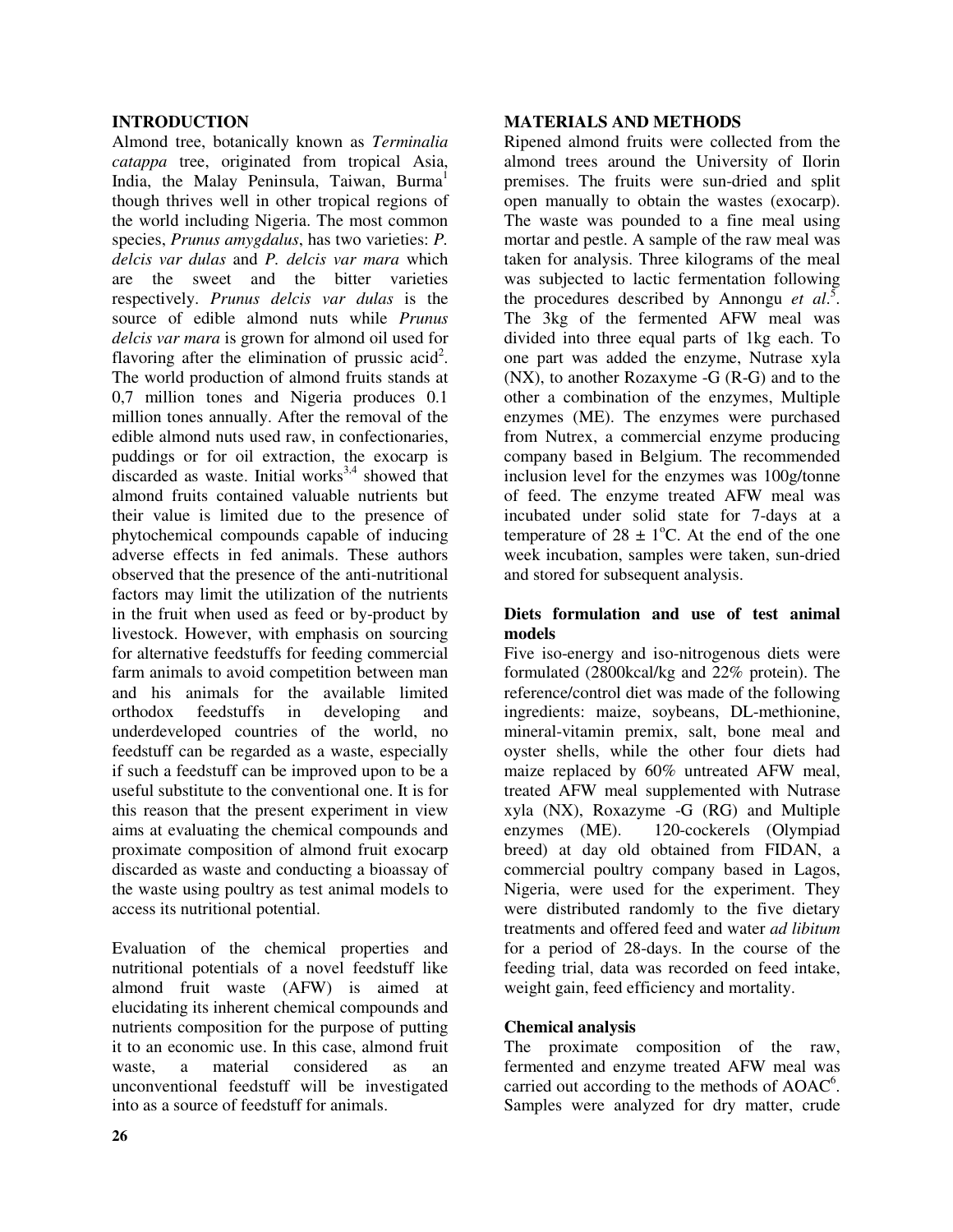## INTRODUCTION

Almond tree, botanically known as *Terminalia catappa* tree, originated from tropical Asia, India, the Malay Peninsula, Taiwan, Burma[1] though thrives well in other tropical regions of the world including Nigeria. The most common species, *Prunus amygdalus*, has two varieties: *P. delcis var dulas* and *P. delcis var mara* which are the sweet and the bitter varieties respectively. *Prunus delcis var dulas* is the source of edible almond nuts while *Prunus delcis var mara* is grown for almond oil used for flavoring after the elimination of prussic acid[2]. The world production of almond fruits stands at 0,7 million tones and Nigeria produces 0.1 million tones annually. After the removal of the edible almond nuts used raw, in confectionaries, puddings or for oil extraction, the exocarp is discarded as waste. Initial works[3,4] showed that almond fruits contained valuable nutrients but their value is limited due to the presence of phytochemical compounds capable of inducing adverse effects in fed animals. These authors observed that the presence of the anti-nutritional factors may limit the utilization of the nutrients in the fruit when used as feed or by-product by livestock. However, with emphasis on sourcing for alternative feedstuffs for feeding commercial farm animals to avoid competition between man and his animals for the available limited orthodox feedstuffs in developing and underdeveloped countries of the world, no feedstuff can be regarded as a waste, especially if such a feedstuff can be improved upon to be a useful substitute to the conventional one. It is for this reason that the present experiment in view aims at evaluating the chemical compounds and proximate composition of almond fruit exocarp discarded as waste and conducting a bioassay of the waste using poultry as test animal models to access its nutritional potential.

Evaluation of the chemical properties and nutritional potentials of a novel feedstuff like almond fruit waste (AFW) is aimed at elucidating its inherent chemical compounds and nutrients composition for the purpose of putting it to an economic use. In this case, almond fruit waste, a material considered as an unconventional feedstuff will be investigated into as a source of feedstuff for animals.

## MATERIALS AND METHODS

Ripened almond fruits were collected from the almond trees around the University of Ilorin premises. The fruits were sun-dried and split open manually to obtain the wastes (exocarp). The waste was pounded to a fine meal using mortar and pestle. A sample of the raw meal was taken for analysis. Three kilograms of the meal was subjected to lactic fermentation following the procedures described by Annongu *et al*.[5]. The 3kg of the fermented AFW meal was divided into three equal parts of 1kg each. To one part was added the enzyme, Nutrase xyla (NX), to another Rozaxyme -G (R-G) and to the other a combination of the enzymes, Multiple enzymes (ME). The enzymes were purchased from Nutrex, a commercial enzyme producing company based in Belgium. The recommended inclusion level for the enzymes was 100g/tonne of feed. The enzyme treated AFW meal was incubated under solid state for 7-days at a temperature of $28 \pm 1^{o}C$. At the end of the one week incubation, samples were taken, sun-dried and stored for subsequent analysis.

### Diets formulation and use of test animal models

Five iso-energy and iso-nitrogenous diets were formulated (2800kcal/kg and 22% protein). The reference/control diet was made of the following ingredients: maize, soybeans, DL-methionine, mineral-vitamin premix, salt, bone meal and oyster shells, while the other four diets had maize replaced by 60% untreated AFW meal, treated AFW meal supplemented with Nutrase xyla (NX), Roxazyme -G (RG) and Multiple enzymes (ME). 120-cockerels (Olympiad breed) at day old obtained from FIDAN, a commercial poultry company based in Lagos, Nigeria, were used for the experiment. They were distributed randomly to the five dietary treatments and offered feed and water *ad libitum* for a period of 28-days. In the course of the feeding trial, data was recorded on feed intake, weight gain, feed efficiency and mortality.

### Chemical analysis

The proximate composition of the raw, fermented and enzyme treated AFW meal was carried out according to the methods of AOAC[6]. Samples were analyzed for dry matter, crude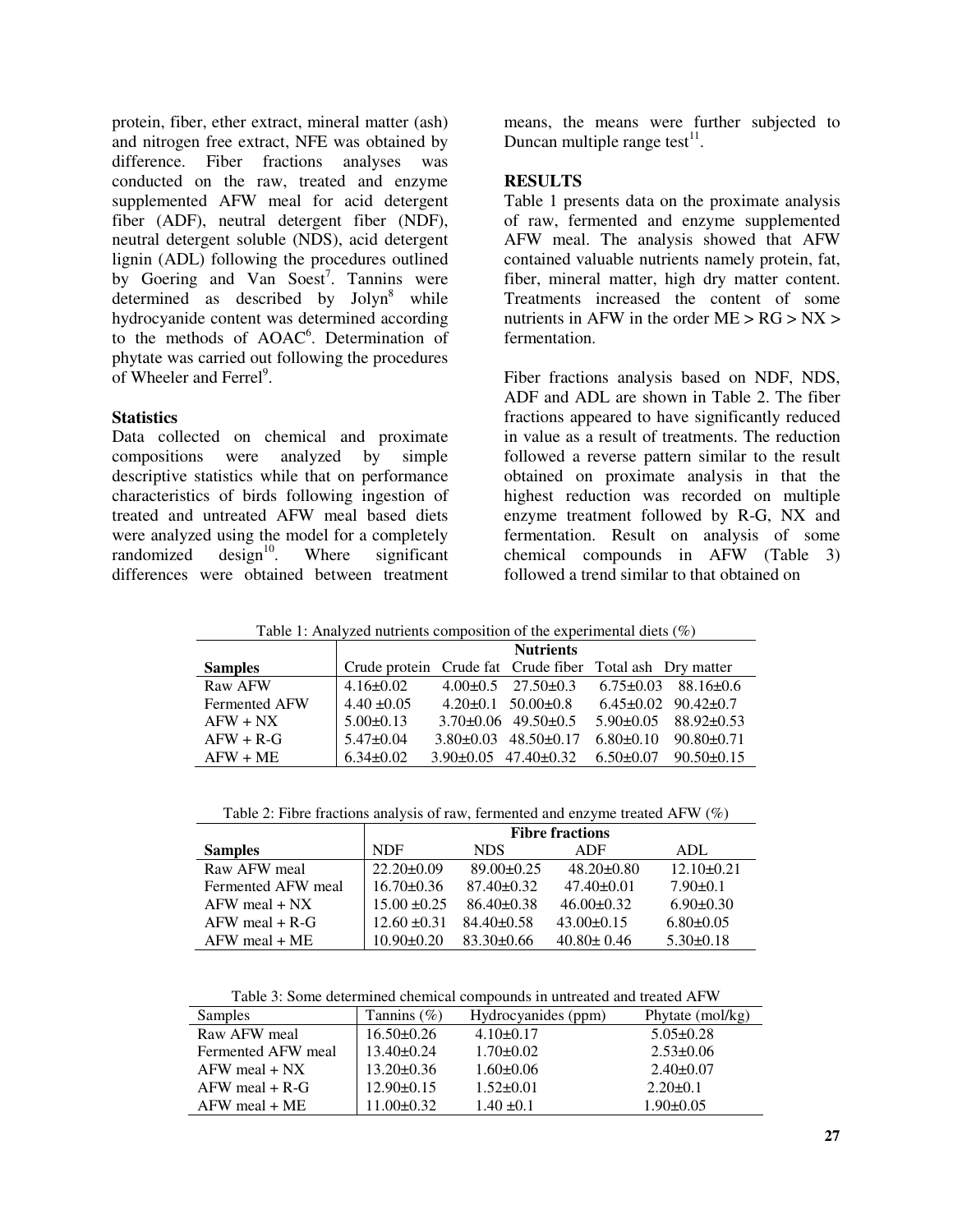protein, fiber, ether extract, mineral matter (ash) and nitrogen free extract, NFE was obtained by difference. Fiber fractions analyses was conducted on the raw, treated and enzyme supplemented AFW meal for acid detergent fiber (ADF), neutral detergent fiber (NDF), neutral detergent soluble (NDS), acid detergent lignin (ADL) following the procedures outlined by Goering and Van Soest[7]. Tannins were determined as described by Jolyn[8] while hydrocyanide content was determined according to the methods of AOAC[6]. Determination of phytate was carried out following the procedures of Wheeler and Ferrel[9].

### Statistics

Data collected on chemical and proximate compositions were analyzed by simple descriptive statistics while that on performance characteristics of birds following ingestion of treated and untreated AFW meal based diets were analyzed using the model for a completely randomized design[10]. Where significant differences were obtained between treatment means, the means were further subjected to Duncan multiple range test[11].

## RESULTS

Table 1 presents data on the proximate analysis of raw, fermented and enzyme supplemented AFW meal. The analysis showed that AFW contained valuable nutrients namely protein, fat, fiber, mineral matter, high dry matter content. Treatments increased the content of some nutrients in AFW in the order ME > RG > NX > fermentation.

Fiber fractions analysis based on NDF, NDS, ADF and ADL are shown in Table 2. The fiber fractions appeared to have significantly reduced in value as a result of treatments. The reduction followed a reverse pattern similar to the result obtained on proximate analysis in that the highest reduction was recorded on multiple enzyme treatment followed by R-G, NX and fermentation. Result on analysis of some chemical compounds in AFW (Table 3) followed a trend similar to that obtained on

Table 1: Analyzed nutrients composition of the experimental diets (%)

| | Nutrients | | | | |
|---|---|---|---|---|---|
| **Samples** | Crude protein | Crude fat | Crude fiber | Total ash | Dry matter |
| Raw AFW | 4.16±0.02 | 4.00±0.5 | 27.50±0.3 | 6.75±0.03 | 88.16±0.6 |
| Fermented AFW | 4.40 ±0.05 | 4.20±0.1 | 50.00±0.8 | 6.45±0.02 | 90.42±0.7 |
| AFW + NX | 5.00±0.13 | 3.70±0.06 | 49.50±0.5 | 5.90±0.05 | 88.92±0.53 |
| AFW + R-G | 5.47±0.04 | 3.80±0.03 | 48.50±0.17 | 6.80±0.10 | 90.80±0.71 |
| AFW + ME | 6.34±0.02 | 3.90±0.05 | 47.40±0.32 | 6.50±0.07 | 90.50±0.15 |

Table 2: Fibre fractions analysis of raw, fermented and enzyme treated AFW (%)

| | Fibre fractions | | | |
|---|---|---|---|---|
| **Samples** | NDF | NDS | ADF | ADL |
| Raw AFW meal | 22.20±0.09 | 89.00±0.25 | 48.20±0.80 | 12.10±0.21 |
| Fermented AFW meal | 16.70±0.36 | 87.40±0.32 | 47.40±0.01 | 7.90±0.1 |
| AFW meal + NX | 15.00 ±0.25 | 86.40±0.38 | 46.00±0.32 | 6.90±0.30 |
| AFW meal + R-G | 12.60 ±0.31 | 84.40±0.58 | 43.00±0.15 | 6.80±0.05 |
| AFW meal + ME | 10.90±0.20 | 83.30±0.66 | 40.80± 0.46 | 5.30±0.18 |

Table 3: Some determined chemical compounds in untreated and treated AFW

| Samples | Tannins (%) | Hydrocyanides (ppm) | Phytate (mol/kg) |
|---|---|---|---|
| Raw AFW meal | 16.50±0.26 | 4.10±0.17 | 5.05±0.28 |
| Fermented AFW meal | 13.40±0.24 | 1.70±0.02 | 2.53±0.06 |
| AFW meal + NX | 13.20±0.36 | 1.60±0.06 | 2.40±0.07 |
| AFW meal + R-G | 12.90±0.15 | 1.52±0.01 | 2.20±0.1 |
| AFW meal + ME | 11.00±0.32 | 1.40 ±0.1 | 1.90±0.05 |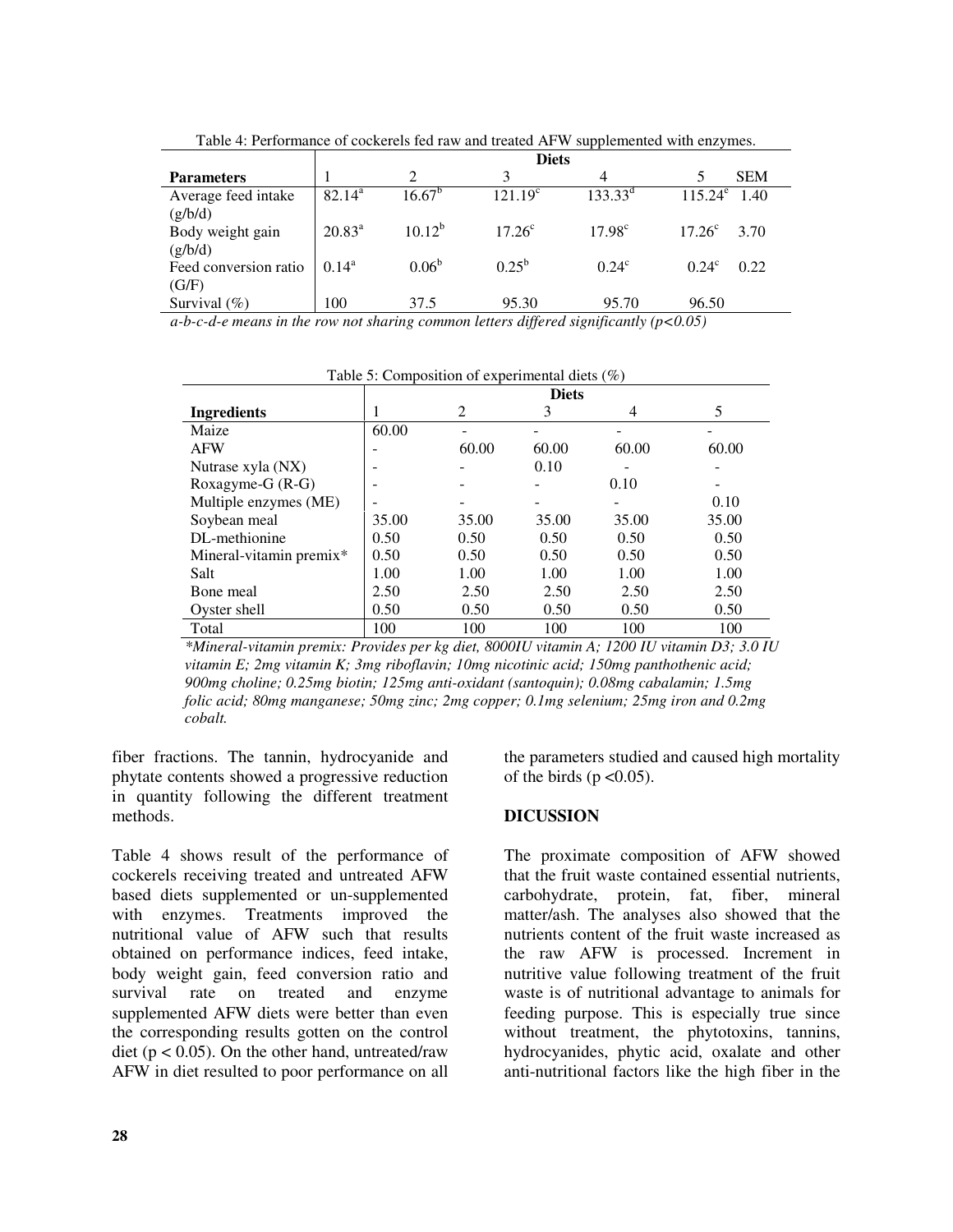Table 4: Performance of cockerels fed raw and treated AFW supplemented with enzymes.

| | Diets | | | | | |
|---|---|---|---|---|---|---|
| **Parameters** | 1 | 2 | 3 | 4 | 5 | SEM |
| Average feed intake (g/b/d) | 82.14[a] | 16.67[b] | 121.19[c] | 133.33[d] | 115.24[e] | 1.40 |
| Body weight gain (g/b/d) | 20.83[a] | 10.12[b] | 17.26[c] | 17.98[c] | 17.26[c] | 3.70 |
| Feed conversion ratio (G/F) | 0.14[a] | 0.06[b] | 0.25[b] | 0.24[c] | 0.24[c] | 0.22 |
| Survival (%) | 100 | 37.5 | 95.30 | 95.70 | 96.50 | |

*a-b-c-d-e means in the row not sharing common letters differed significantly (p<0.05)*

Table 5: Composition of experimental diets (%)

| | Diets | | | | |
|---|---|---|---|---|---|
| **Ingredients** | 1 | 2 | 3 | 4 | 5 |
| Maize | 60.00 | - | - | - | - |
| AFW | - | 60.00 | 60.00 | 60.00 | 60.00 |
| Nutrase xyla (NX) | - | - | 0.10 | - | - |
| Roxagyme-G (R-G) | - | - | - | 0.10 | - |
| Multiple enzymes (ME) | - | - | - | - | 0.10 |
| Soybean meal | 35.00 | 35.00 | 35.00 | 35.00 | 35.00 |
| DL-methionine | 0.50 | 0.50 | 0.50 | 0.50 | 0.50 |
| Mineral-vitamin premix* | 0.50 | 0.50 | 0.50 | 0.50 | 0.50 |
| Salt | 1.00 | 1.00 | 1.00 | 1.00 | 1.00 |
| Bone meal | 2.50 | 2.50 | 2.50 | 2.50 | 2.50 |
| Oyster shell | 0.50 | 0.50 | 0.50 | 0.50 | 0.50 |
| Total | 100 | 100 | 100 | 100 | 100 |

**Mineral-vitamin premix: Provides per kg diet, 8000IU vitamin A; 1200 IU vitamin D3; 3.0 IU vitamin E; 2mg vitamin K; 3mg riboflavin; 10mg nicotinic acid; 150mg panthothenic acid; 900mg choline; 0.25mg biotin; 125mg anti-oxidant (santoquin); 0.08mg cabalamin; 1.5mg folic acid; 80mg manganese; 50mg zinc; 2mg copper; 0.1mg selenium; 25mg iron and 0.2mg cobalt.*

fiber fractions. The tannin, hydrocyanide and phytate contents showed a progressive reduction in quantity following the different treatment methods.

Table 4 shows result of the performance of cockerels receiving treated and untreated AFW based diets supplemented or un-supplemented with enzymes. Treatments improved the nutritional value of AFW such that results obtained on performance indices, feed intake, body weight gain, feed conversion ratio and survival rate on treated and enzyme supplemented AFW diets were better than even the corresponding results gotten on the control diet ($p < 0.05$). On the other hand, untreated/raw AFW in diet resulted to poor performance on all the parameters studied and caused high mortality of the birds ($p < 0.05$).

## DICUSSION

The proximate composition of AFW showed that the fruit waste contained essential nutrients, carbohydrate, protein, fat, fiber, mineral matter/ash. The analyses also showed that the nutrients content of the fruit waste increased as the raw AFW is processed. Increment in nutritive value following treatment of the fruit waste is of nutritional advantage to animals for feeding purpose. This is especially true since without treatment, the phytotoxins, tannins, hydrocyanides, phytic acid, oxalate and other anti-nutritional factors like the high fiber in the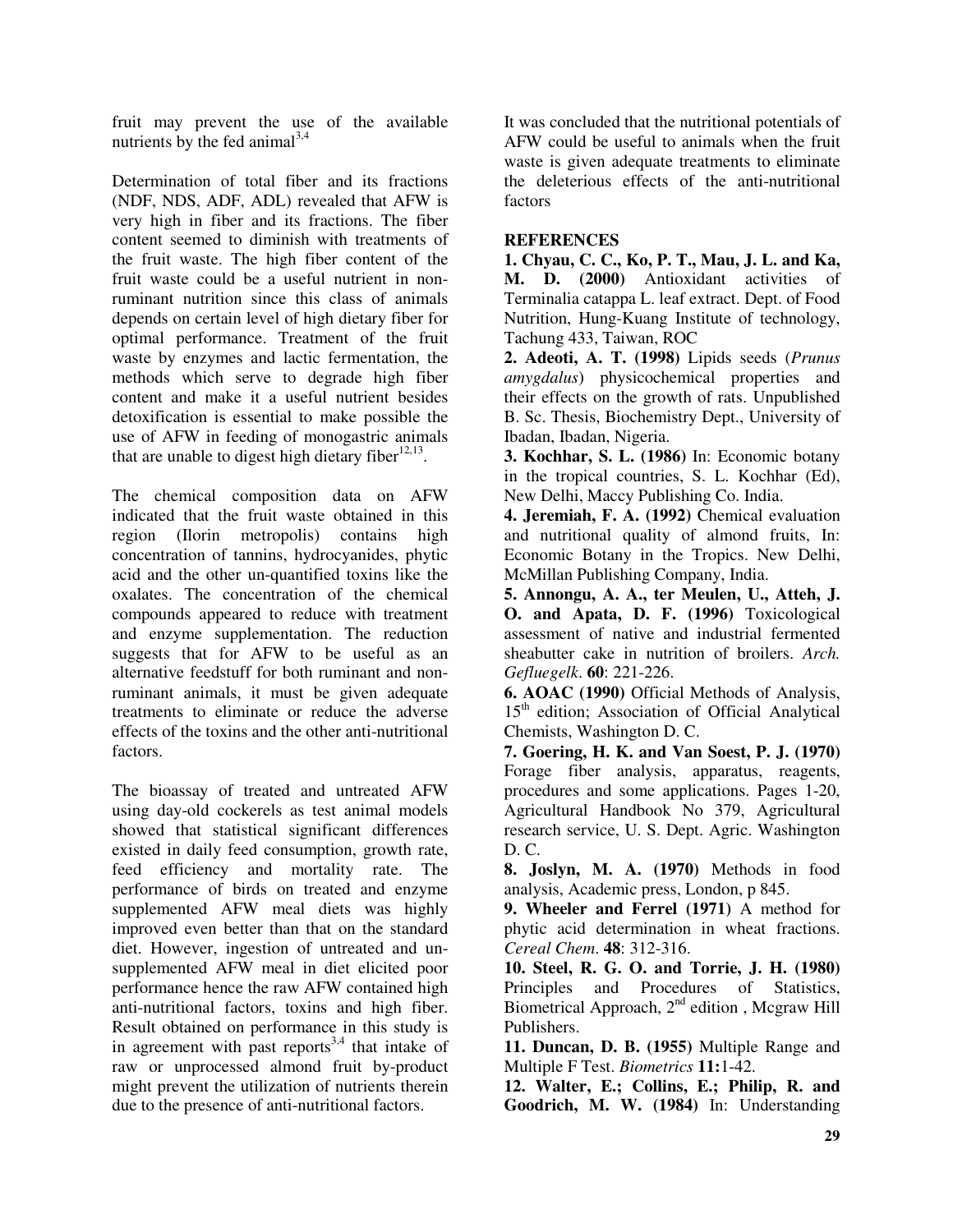fruit may prevent the use of the available nutrients by the fed animal[3,4]

Determination of total fiber and its fractions (NDF, NDS, ADF, ADL) revealed that AFW is very high in fiber and its fractions. The fiber content seemed to diminish with treatments of the fruit waste. The high fiber content of the fruit waste could be a useful nutrient in non-ruminant nutrition since this class of animals depends on certain level of high dietary fiber for optimal performance. Treatment of the fruit waste by enzymes and lactic fermentation, the methods which serve to degrade high fiber content and make it a useful nutrient besides detoxification is essential to make possible the use of AFW in feeding of monogastric animals that are unable to digest high dietary fiber[12,13].

The chemical composition data on AFW indicated that the fruit waste obtained in this region (Ilorin metropolis) contains high concentration of tannins, hydrocyanides, phytic acid and the other un-quantified toxins like the oxalates. The concentration of the chemical compounds appeared to reduce with treatment and enzyme supplementation. The reduction suggests that for AFW to be useful as an alternative feedstuff for both ruminant and non-ruminant animals, it must be given adequate treatments to eliminate or reduce the adverse effects of the toxins and the other anti-nutritional factors.

The bioassay of treated and untreated AFW using day-old cockerels as test animal models showed that statistical significant differences existed in daily feed consumption, growth rate, feed efficiency and mortality rate. The performance of birds on treated and enzyme supplemented AFW meal diets was highly improved even better than that on the standard diet. However, ingestion of untreated and un-supplemented AFW meal in diet elicited poor performance hence the raw AFW contained high anti-nutritional factors, toxins and high fiber. Result obtained on performance in this study is in agreement with past reports[3,4] that intake of raw or unprocessed almond fruit by-product might prevent the utilization of nutrients therein due to the presence of anti-nutritional factors.

It was concluded that the nutritional potentials of AFW could be useful to animals when the fruit waste is given adequate treatments to eliminate the deleterious effects of the anti-nutritional factors

## REFERENCES

**1. Chyau, C. C., Ko, P. T., Mau, J. L. and Ka, M. D. (2000)** Antioxidant activities of Terminalia catappa L. leaf extract. Dept. of Food Nutrition, Hung-Kuang Institute of technology, Tachung 433, Taiwan, ROC

**2. Adeoti, A. T. (1998)** Lipids seeds (*Prunus amygdalus*) physicochemical properties and their effects on the growth of rats. Unpublished B. Sc. Thesis, Biochemistry Dept., University of Ibadan, Ibadan, Nigeria.

**3. Kochhar, S. L. (1986)** In: Economic botany in the tropical countries, S. L. Kochhar (Ed), New Delhi, Maccy Publishing Co. India.

**4. Jeremiah, F. A. (1992)** Chemical evaluation and nutritional quality of almond fruits, In: Economic Botany in the Tropics. New Delhi, McMillan Publishing Company, India.

**5. Annongu, A. A., ter Meulen, U., Atteh, J. O. and Apata, D. F. (1996)** Toxicological assessment of native and industrial fermented sheabutter cake in nutrition of broilers. *Arch. Gefluegelk*. **60**: 221-226.

**6. AOAC (1990)** Official Methods of Analysis, 15th edition; Association of Official Analytical Chemists, Washington D. C.

**7. Goering, H. K. and Van Soest, P. J. (1970)** Forage fiber analysis, apparatus, reagents, procedures and some applications. Pages 1-20, Agricultural Handbook No 379, Agricultural research service, U. S. Dept. Agric. Washington D. C.

**8. Joslyn, M. A. (1970)** Methods in food analysis, Academic press, London, p 845.

**9. Wheeler and Ferrel (1971)** A method for phytic acid determination in wheat fractions. *Cereal Chem*. **48**: 312-316.

**10. Steel, R. G. O. and Torrie, J. H. (1980)** Principles and Procedures of Statistics, Biometrical Approach, 2nd edition , Mcgraw Hill Publishers.

**11. Duncan, D. B. (1955)** Multiple Range and Multiple F Test. *Biometrics* **11:**1-42.

**12. Walter, E.; Collins, E.; Philip, R. and Goodrich, M. W. (1984)** In: Understanding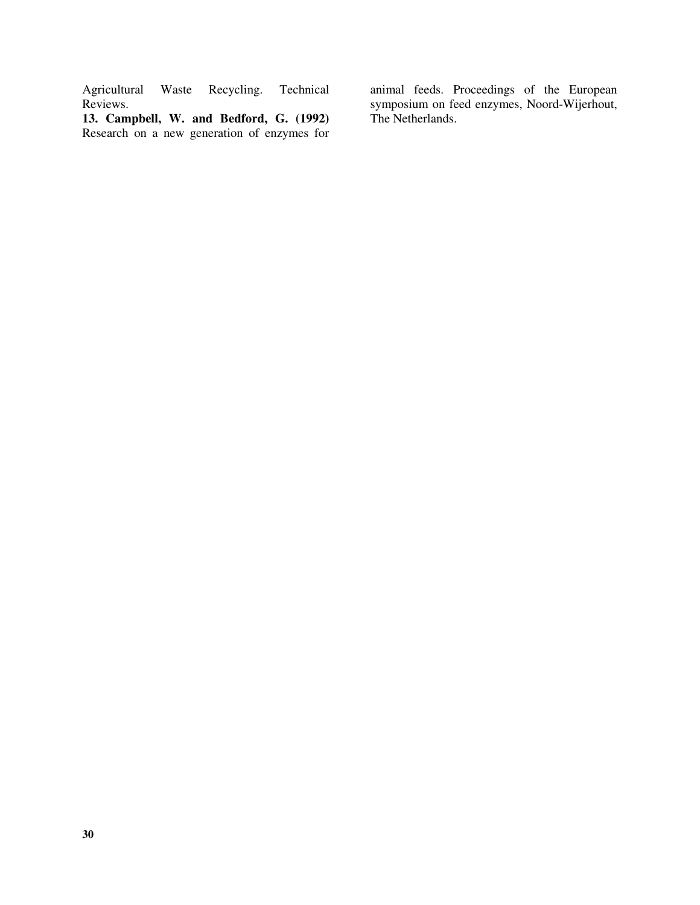Agricultural Waste Recycling. Technical Reviews.

**13. Campbell, W. and Bedford, G. (1992)** Research on a new generation of enzymes for animal feeds. Proceedings of the European symposium on feed enzymes, Noord-Wijerhout, The Netherlands.